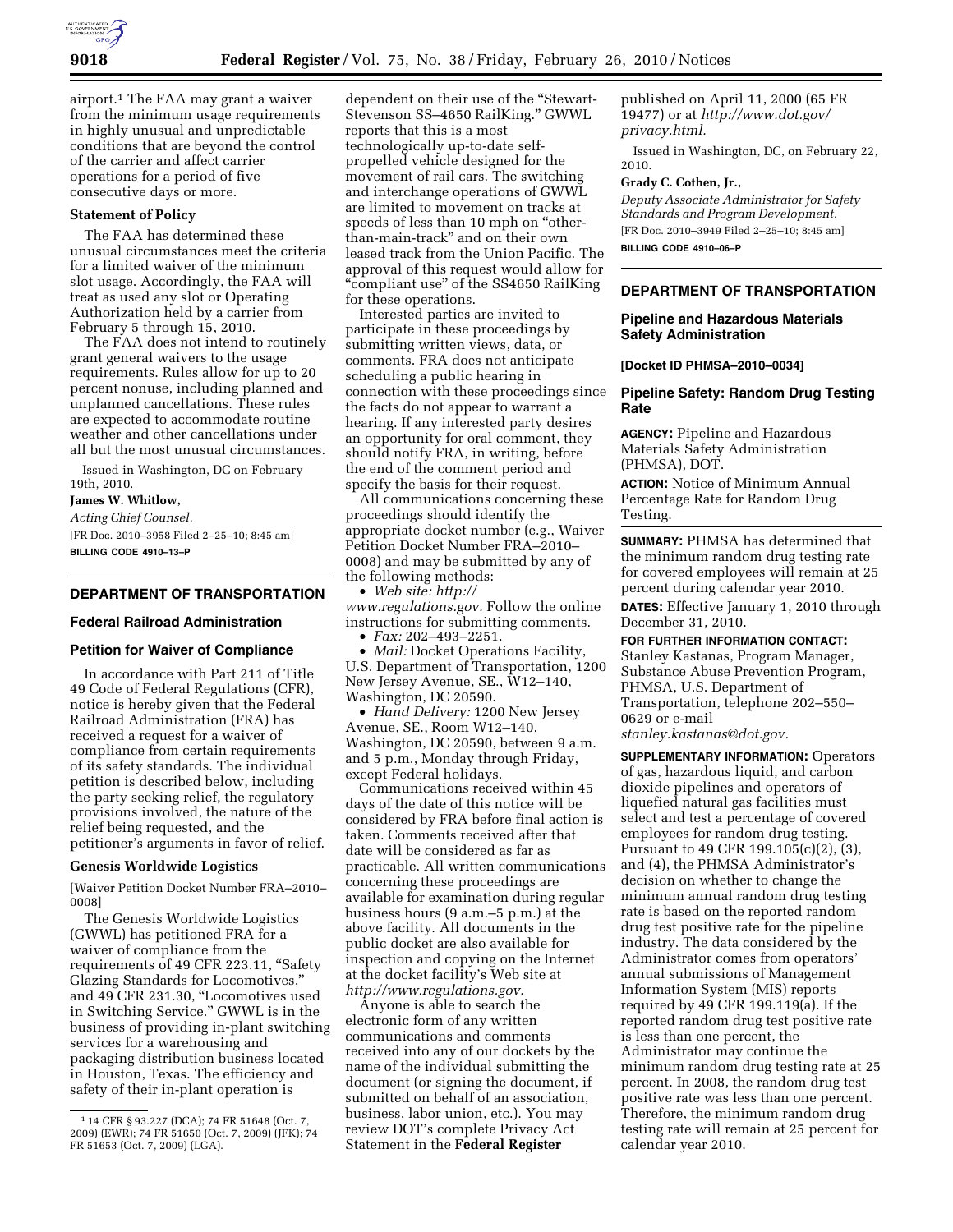airport.[1] The FAA may grant a waiver from the minimum usage requirements in highly unusual and unpredictable conditions that are beyond the control of the carrier and affect carrier operations for a period of five consecutive days or more.

### Statement of Policy

The FAA has determined these unusual circumstances meet the criteria for a limited waiver of the minimum slot usage. Accordingly, the FAA will treat as used any slot or Operating Authorization held by a carrier from February 5 through 15, 2010.

The FAA does not intend to routinely grant general waivers to the usage requirements. Rules allow for up to 20 percent nonuse, including planned and unplanned cancellations. These rules are expected to accommodate routine weather and other cancellations under all but the most unusual circumstances.

Issued in Washington, DC on February 19th, 2010.

**James W. Whitlow,**

*Acting Chief Counsel.*

[FR Doc. 2010–3958 Filed 2–25–10; 8:45 am]

**BILLING CODE 4910–13–P**

[1] 14 CFR § 93.227 (DCA); 74 FR 51648 (Oct. 7, 2009) (EWR); 74 FR 51650 (Oct. 7, 2009) (JFK); 74 FR 51653 (Oct. 7, 2009) (LGA).

---

## DEPARTMENT OF TRANSPORTATION

### Federal Railroad Administration

### Petition for Waiver of Compliance

In accordance with Part 211 of Title 49 Code of Federal Regulations (CFR), notice is hereby given that the Federal Railroad Administration (FRA) has received a request for a waiver of compliance from certain requirements of its safety standards. The individual petition is described below, including the party seeking relief, the regulatory provisions involved, the nature of the relief being requested, and the petitioner's arguments in favor of relief.

### Genesis Worldwide Logistics

[Waiver Petition Docket Number FRA–2010–0008]

The Genesis Worldwide Logistics (GWWL) has petitioned FRA for a waiver of compliance from the requirements of 49 CFR 223.11, "Safety Glazing Standards for Locomotives," and 49 CFR 231.30, "Locomotives used in Switching Service." GWWL is in the business of providing in-plant switching services for a warehousing and packaging distribution business located in Houston, Texas. The efficiency and safety of their in-plant operation is dependent on their use of the "Stewart-Stevenson SS–4650 RailKing." GWWL reports that this is a most technologically up-to-date self-propelled vehicle designed for the movement of rail cars. The switching and interchange operations of GWWL are limited to movement on tracks at speeds of less than 10 mph on "other-than-main-track" and on their own leased track from the Union Pacific. The approval of this request would allow for "compliant use" of the SS4650 RailKing for these operations.

Interested parties are invited to participate in these proceedings by submitting written views, data, or comments. FRA does not anticipate scheduling a public hearing in connection with these proceedings since the facts do not appear to warrant a hearing. If any interested party desires an opportunity for oral comment, they should notify FRA, in writing, before the end of the comment period and specify the basis for their request.

All communications concerning these proceedings should identify the appropriate docket number (e.g., Waiver Petition Docket Number FRA–2010–0008) and may be submitted by any of the following methods:

- *Web site: http://www.regulations.gov.* Follow the online instructions for submitting comments.
- *Fax:* 202–493–2251.
- *Mail:* Docket Operations Facility, U.S. Department of Transportation, 1200 New Jersey Avenue, SE., W12–140, Washington, DC 20590.
- *Hand Delivery:* 1200 New Jersey Avenue, SE., Room W12–140, Washington, DC 20590, between 9 a.m. and 5 p.m., Monday through Friday, except Federal holidays.

Communications received within 45 days of the date of this notice will be considered by FRA before final action is taken. Comments received after that date will be considered as far as practicable. All written communications concerning these proceedings are available for examination during regular business hours (9 a.m.–5 p.m.) at the above facility. All documents in the public docket are also available for inspection and copying on the Internet at the docket facility's Web site at *http://www.regulations.gov.*

Anyone is able to search the electronic form of any written communications and comments received into any of our dockets by the name of the individual submitting the document (or signing the document, if submitted on behalf of an association, business, labor union, etc.). You may review DOT's complete Privacy Act Statement in the **Federal Register** published on April 11, 2000 (65 FR 19477) or at *http://www.dot.gov/privacy.html.*

Issued in Washington, DC, on February 22, 2010.

**Grady C. Cothen, Jr.,**

*Deputy Associate Administrator for Safety Standards and Program Development.*

[FR Doc. 2010–3949 Filed 2–25–10; 8:45 am]

**BILLING CODE 4910–06–P**

---

## DEPARTMENT OF TRANSPORTATION

### Pipeline and Hazardous Materials Safety Administration

**[Docket ID PHMSA–2010–0034]**

### Pipeline Safety: Random Drug Testing Rate

**AGENCY:** Pipeline and Hazardous Materials Safety Administration (PHMSA), DOT.

**ACTION:** Notice of Minimum Annual Percentage Rate for Random Drug Testing.

**SUMMARY:** PHMSA has determined that the minimum random drug testing rate for covered employees will remain at 25 percent during calendar year 2010.

**DATES:** Effective January 1, 2010 through December 31, 2010.

**FOR FURTHER INFORMATION CONTACT:** Stanley Kastanas, Program Manager, Substance Abuse Prevention Program, PHMSA, U.S. Department of Transportation, telephone 202–550–0629 or e-mail *stanley.kastanas@dot.gov.*

**SUPPLEMENTARY INFORMATION:** Operators of gas, hazardous liquid, and carbon dioxide pipelines and operators of liquefied natural gas facilities must select and test a percentage of covered employees for random drug testing. Pursuant to 49 CFR 199.105(c)(2), (3), and (4), the PHMSA Administrator's decision on whether to change the minimum annual random drug testing rate is based on the reported random drug test positive rate for the pipeline industry. The data considered by the Administrator comes from operators' annual submissions of Management Information System (MIS) reports required by 49 CFR 199.119(a). If the reported random drug test positive rate is less than one percent, the Administrator may continue the minimum random drug testing rate at 25 percent. In 2008, the random drug test positive rate was less than one percent. Therefore, the minimum random drug testing rate will remain at 25 percent for calendar year 2010.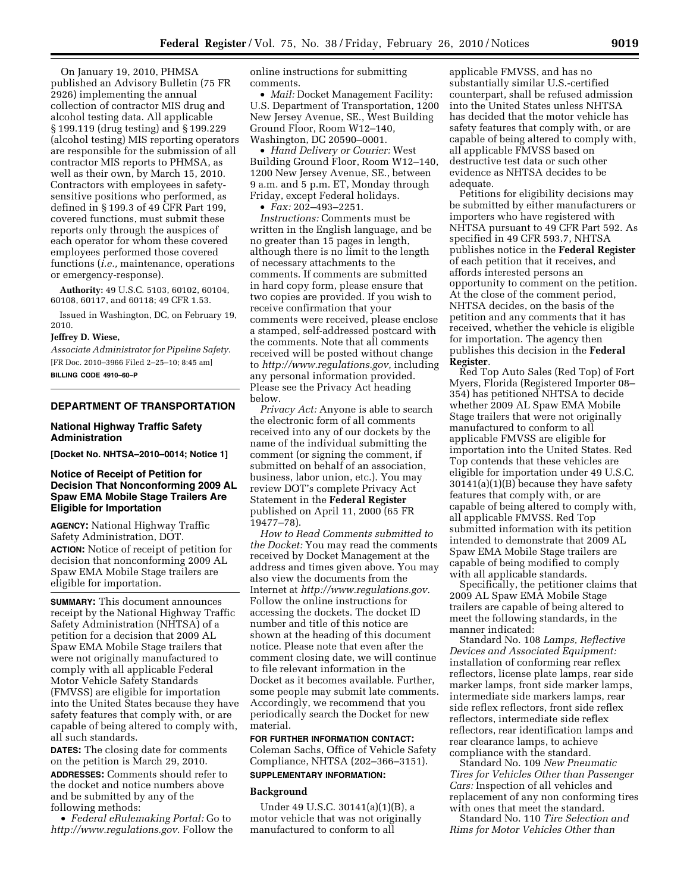On January 19, 2010, PHMSA published an Advisory Bulletin (75 FR 2926) implementing the annual collection of contractor MIS drug and alcohol testing data. All applicable § 199.119 (drug testing) and § 199.229 (alcohol testing) MIS reporting operators are responsible for the submission of all contractor MIS reports to PHMSA, as well as their own, by March 15, 2010. Contractors with employees in safety-sensitive positions who performed, as defined in § 199.3 of 49 CFR Part 199, covered functions, must submit these reports only through the auspices of each operator for whom these covered employees performed those covered functions (*i.e.,* maintenance, operations or emergency-response).

**Authority:** 49 U.S.C. 5103, 60102, 60104, 60108, 60117, and 60118; 49 CFR 1.53.

Issued in Washington, DC, on February 19, 2010.

**Jeffrey D. Wiese,**

*Associate Administrator for Pipeline Safety.*

[FR Doc. 2010–3966 Filed 2–25–10; 8:45 am]

**BILLING CODE 4910–60–P**

## DEPARTMENT OF TRANSPORTATION

### National Highway Traffic Safety Administration

**[Docket No. NHTSA–2010–0014; Notice 1]**

### Notice of Receipt of Petition for Decision That Nonconforming 2009 AL Spaw EMA Mobile Stage Trailers Are Eligible for Importation

**AGENCY:** National Highway Traffic Safety Administration, DOT.

**ACTION:** Notice of receipt of petition for decision that nonconforming 2009 AL Spaw EMA Mobile Stage trailers are eligible for importation.

**SUMMARY:** This document announces receipt by the National Highway Traffic Safety Administration (NHTSA) of a petition for a decision that 2009 AL Spaw EMA Mobile Stage trailers that were not originally manufactured to comply with all applicable Federal Motor Vehicle Safety Standards (FMVSS) are eligible for importation into the United States because they have safety features that comply with, or are capable of being altered to comply with, all such standards.

**DATES:** The closing date for comments on the petition is March 29, 2010.

**ADDRESSES:** Comments should refer to the docket and notice numbers above and be submitted by any of the following methods:

- *Federal eRulemaking Portal:* Go to *http://www.regulations.gov.* Follow the online instructions for submitting comments.
- *Mail:* Docket Management Facility: U.S. Department of Transportation, 1200 New Jersey Avenue, SE., West Building Ground Floor, Room W12–140, Washington, DC 20590–0001.
- *Hand Delivery or Courier:* West Building Ground Floor, Room W12–140, 1200 New Jersey Avenue, SE., between 9 a.m. and 5 p.m. ET, Monday through Friday, except Federal holidays.
- *Fax:* 202–493–2251.

*Instructions:* Comments must be written in the English language, and be no greater than 15 pages in length, although there is no limit to the length of necessary attachments to the comments. If comments are submitted in hard copy form, please ensure that two copies are provided. If you wish to receive confirmation that your comments were received, please enclose a stamped, self-addressed postcard with the comments. Note that all comments received will be posted without change to *http://www.regulations.gov,* including any personal information provided. Please see the Privacy Act heading below.

*Privacy Act:* Anyone is able to search the electronic form of all comments received into any of our dockets by the name of the individual submitting the comment (or signing the comment, if submitted on behalf of an association, business, labor union, etc.). You may review DOT's complete Privacy Act Statement in the **Federal Register** published on April 11, 2000 (65 FR 19477–78).

*How to Read Comments submitted to the Docket:* You may read the comments received by Docket Management at the address and times given above. You may also view the documents from the Internet at *http://www.regulations.gov.* Follow the online instructions for accessing the dockets. The docket ID number and title of this notice are shown at the heading of this document notice. Please note that even after the comment closing date, we will continue to file relevant information in the Docket as it becomes available. Further, some people may submit late comments. Accordingly, we recommend that you periodically search the Docket for new material.

**FOR FURTHER INFORMATION CONTACT:** Coleman Sachs, Office of Vehicle Safety Compliance, NHTSA (202–366–3151).

**SUPPLEMENTARY INFORMATION:**

#### Background

Under 49 U.S.C. 30141(a)(1)(B), a motor vehicle that was not originally manufactured to conform to all applicable FMVSS, and has no substantially similar U.S.-certified counterpart, shall be refused admission into the United States unless NHTSA has decided that the motor vehicle has safety features that comply with, or are capable of being altered to comply with, all applicable FMVSS based on destructive test data or such other evidence as NHTSA decides to be adequate.

Petitions for eligibility decisions may be submitted by either manufacturers or importers who have registered with NHTSA pursuant to 49 CFR Part 592. As specified in 49 CFR 593.7, NHTSA publishes notice in the **Federal Register** of each petition that it receives, and affords interested persons an opportunity to comment on the petition. At the close of the comment period, NHTSA decides, on the basis of the petition and any comments that it has received, whether the vehicle is eligible for importation. The agency then publishes this decision in the **Federal Register**.

Red Top Auto Sales (Red Top) of Fort Myers, Florida (Registered Importer 08–354) has petitioned NHTSA to decide whether 2009 AL Spaw EMA Mobile Stage trailers that were not originally manufactured to conform to all applicable FMVSS are eligible for importation into the United States. Red Top contends that these vehicles are eligible for importation under 49 U.S.C. 30141(a)(1)(B) because they have safety features that comply with, or are capable of being altered to comply with, all applicable FMVSS. Red Top submitted information with its petition intended to demonstrate that 2009 AL Spaw EMA Mobile Stage trailers are capable of being modified to comply with all applicable standards.

Specifically, the petitioner claims that 2009 AL Spaw EMA Mobile Stage trailers are capable of being altered to meet the following standards, in the manner indicated:

Standard No. 108 *Lamps, Reflective Devices and Associated Equipment:* installation of conforming rear reflex reflectors, license plate lamps, rear side marker lamps, front side marker lamps, intermediate side markers lamps, rear side reflex reflectors, front side reflex reflectors, intermediate side reflex reflectors, rear identification lamps and rear clearance lamps, to achieve compliance with the standard.

Standard No. 109 *New Pneumatic Tires for Vehicles Other than Passenger Cars:* Inspection of all vehicles and replacement of any non conforming tires with ones that meet the standard.

Standard No. 110 *Tire Selection and Rims for Motor Vehicles Other than*